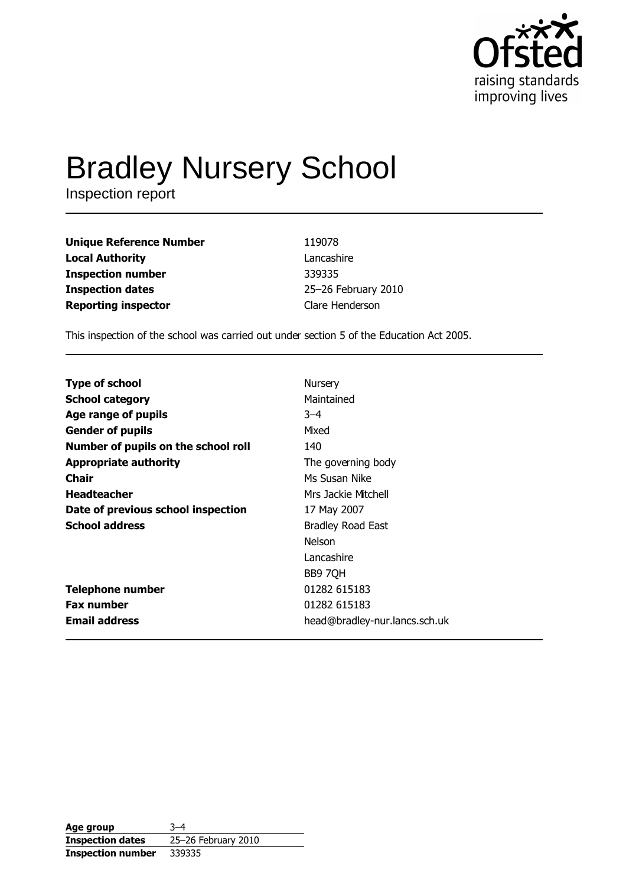# Bradley Nursery School

Inspection report

| | |
|---|---|
| **Unique Reference Number** | 119078 |
| **Local Authority** | Lancashire |
| **Inspection number** | 339335 |
| **Inspection dates** | 25–26 February 2010 |
| **Reporting inspector** | Clare Henderson |

This inspection of the school was carried out under section 5 of the Education Act 2005.

| | |
|---|---|
| **Type of school** | Nursery |
| **School category** | Maintained |
| **Age range of pupils** | 3–4 |
| **Gender of pupils** | Mixed |
| **Number of pupils on the school roll** | 140 |
| **Appropriate authority** | The governing body |
| **Chair** | Ms Susan Nike |
| **Headteacher** | Mrs Jackie Mitchell |
| **Date of previous school inspection** | 17 May 2007 |
| **School address** | Bradley Road East<br>Nelson<br>Lancashire<br>BB9 7QH |
| **Telephone number** | 01282 615183 |
| **Fax number** | 01282 615183 |
| **Email address** | head@bradley-nur.lancs.sch.uk |

| | |
|---|---|
| **Age group** | 3–4 |
| **Inspection dates** | 25–26 February 2010 |
| **Inspection number** | 339335 |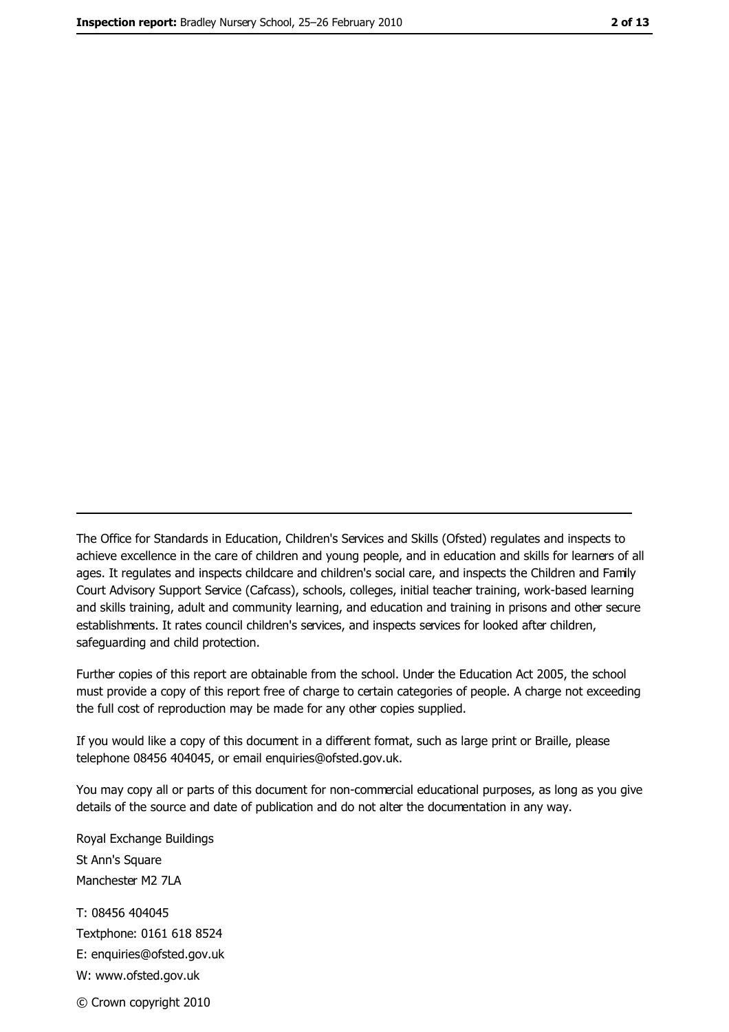The Office for Standards in Education, Children's Services and Skills (Ofsted) regulates and inspects to achieve excellence in the care of children and young people, and in education and skills for learners of all ages. It regulates and inspects childcare and children's social care, and inspects the Children and Family Court Advisory Support Service (Cafcass), schools, colleges, initial teacher training, work-based learning and skills training, adult and community learning, and education and training in prisons and other secure establishments. It rates council children's services, and inspects services for looked after children, safeguarding and child protection.

Further copies of this report are obtainable from the school. Under the Education Act 2005, the school must provide a copy of this report free of charge to certain categories of people. A charge not exceeding the full cost of reproduction may be made for any other copies supplied.

If you would like a copy of this document in a different format, such as large print or Braille, please telephone 08456 404045, or email enquiries@ofsted.gov.uk.

You may copy all or parts of this document for non-commercial educational purposes, as long as you give details of the source and date of publication and do not alter the documentation in any way.

Royal Exchange Buildings
St Ann's Square
Manchester M2 7LA

T: 08456 404045
Textphone: 0161 618 8524
E: enquiries@ofsted.gov.uk
W: www.ofsted.gov.uk

© Crown copyright 2010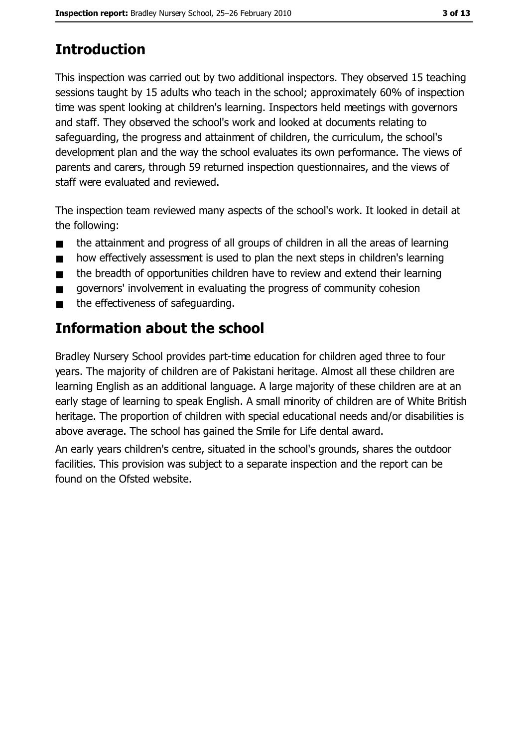# Introduction

This inspection was carried out by two additional inspectors. They observed 15 teaching sessions taught by 15 adults who teach in the school; approximately 60% of inspection time was spent looking at children's learning. Inspectors held meetings with governors and staff. They observed the school's work and looked at documents relating to safeguarding, the progress and attainment of children, the curriculum, the school's development plan and the way the school evaluates its own performance. The views of parents and carers, through 59 returned inspection questionnaires, and the views of staff were evaluated and reviewed.

The inspection team reviewed many aspects of the school's work. It looked in detail at the following:

- the attainment and progress of all groups of children in all the areas of learning
- how effectively assessment is used to plan the next steps in children's learning
- the breadth of opportunities children have to review and extend their learning
- governors' involvement in evaluating the progress of community cohesion
- the effectiveness of safeguarding.

# Information about the school

Bradley Nursery School provides part-time education for children aged three to four years. The majority of children are of Pakistani heritage. Almost all these children are learning English as an additional language. A large majority of these children are at an early stage of learning to speak English. A small minority of children are of White British heritage. The proportion of children with special educational needs and/or disabilities is above average. The school has gained the Smile for Life dental award.

An early years children's centre, situated in the school's grounds, shares the outdoor facilities. This provision was subject to a separate inspection and the report can be found on the Ofsted website.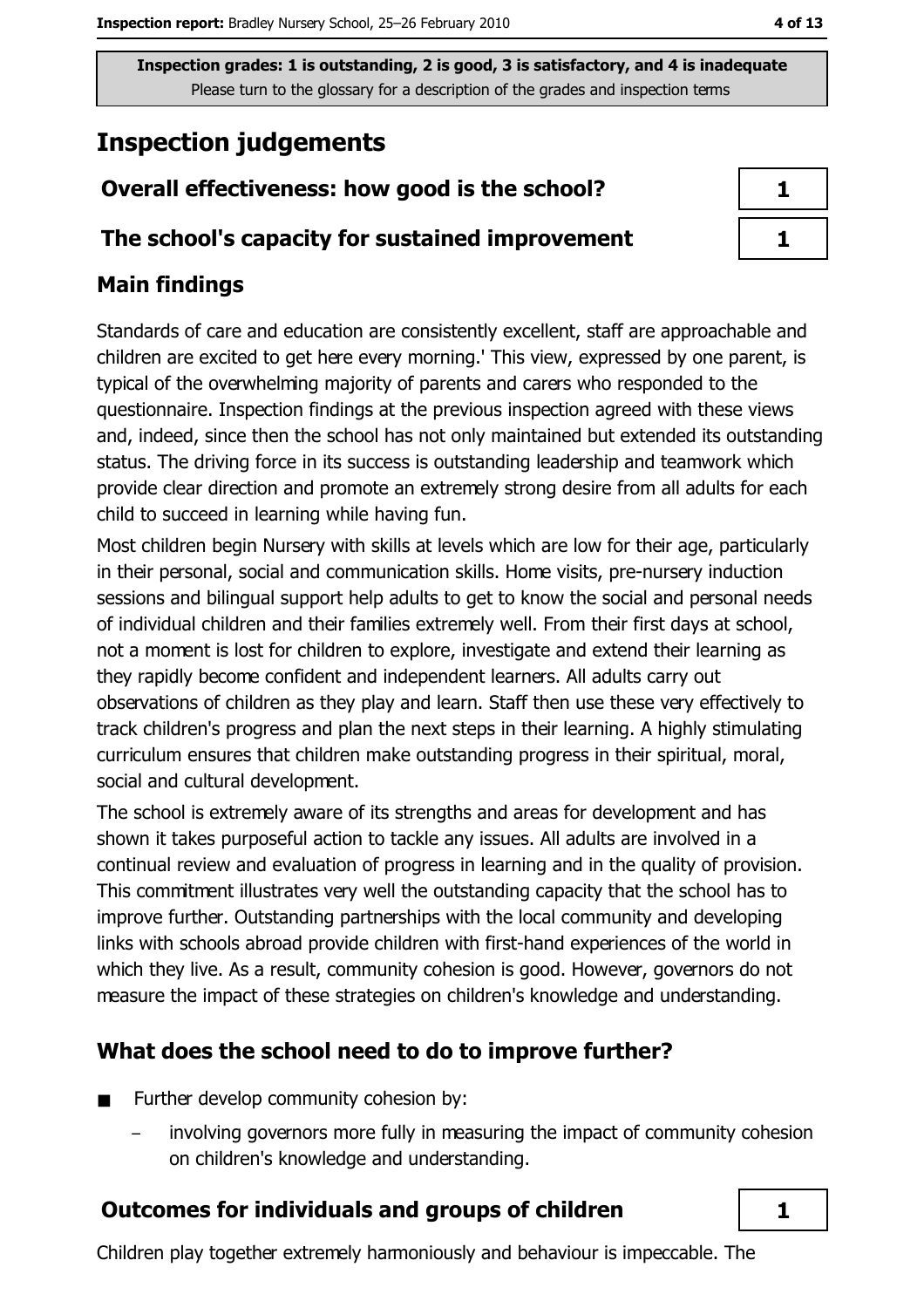Inspection grades: 1 is outstanding, 2 is good, 3 is satisfactory, and 4 is inadequate
Please turn to the glossary for a description of the grades and inspection terms

# Inspection judgements

| | |
|---|---|
| **Overall effectiveness: how good is the school?** | **1** |
| **The school's capacity for sustained improvement** | **1** |

## Main findings

Standards of care and education are consistently excellent, staff are approachable and children are excited to get here every morning.' This view, expressed by one parent, is typical of the overwhelming majority of parents and carers who responded to the questionnaire. Inspection findings at the previous inspection agreed with these views and, indeed, since then the school has not only maintained but extended its outstanding status. The driving force in its success is outstanding leadership and teamwork which provide clear direction and promote an extremely strong desire from all adults for each child to succeed in learning while having fun.

Most children begin Nursery with skills at levels which are low for their age, particularly in their personal, social and communication skills. Home visits, pre-nursery induction sessions and bilingual support help adults to get to know the social and personal needs of individual children and their families extremely well. From their first days at school, not a moment is lost for children to explore, investigate and extend their learning as they rapidly become confident and independent learners. All adults carry out observations of children as they play and learn. Staff then use these very effectively to track children's progress and plan the next steps in their learning. A highly stimulating curriculum ensures that children make outstanding progress in their spiritual, moral, social and cultural development.

The school is extremely aware of its strengths and areas for development and has shown it takes purposeful action to tackle any issues. All adults are involved in a continual review and evaluation of progress in learning and in the quality of provision. This commitment illustrates very well the outstanding capacity that the school has to improve further. Outstanding partnerships with the local community and developing links with schools abroad provide children with first-hand experiences of the world in which they live. As a result, community cohesion is good. However, governors do not measure the impact of these strategies on children's knowledge and understanding.

## What does the school need to do to improve further?

- Further develop community cohesion by:
  - involving governors more fully in measuring the impact of community cohesion on children's knowledge and understanding.

| | |
|---|---|
| **Outcomes for individuals and groups of children** | **1** |

Children play together extremely harmoniously and behaviour is impeccable. The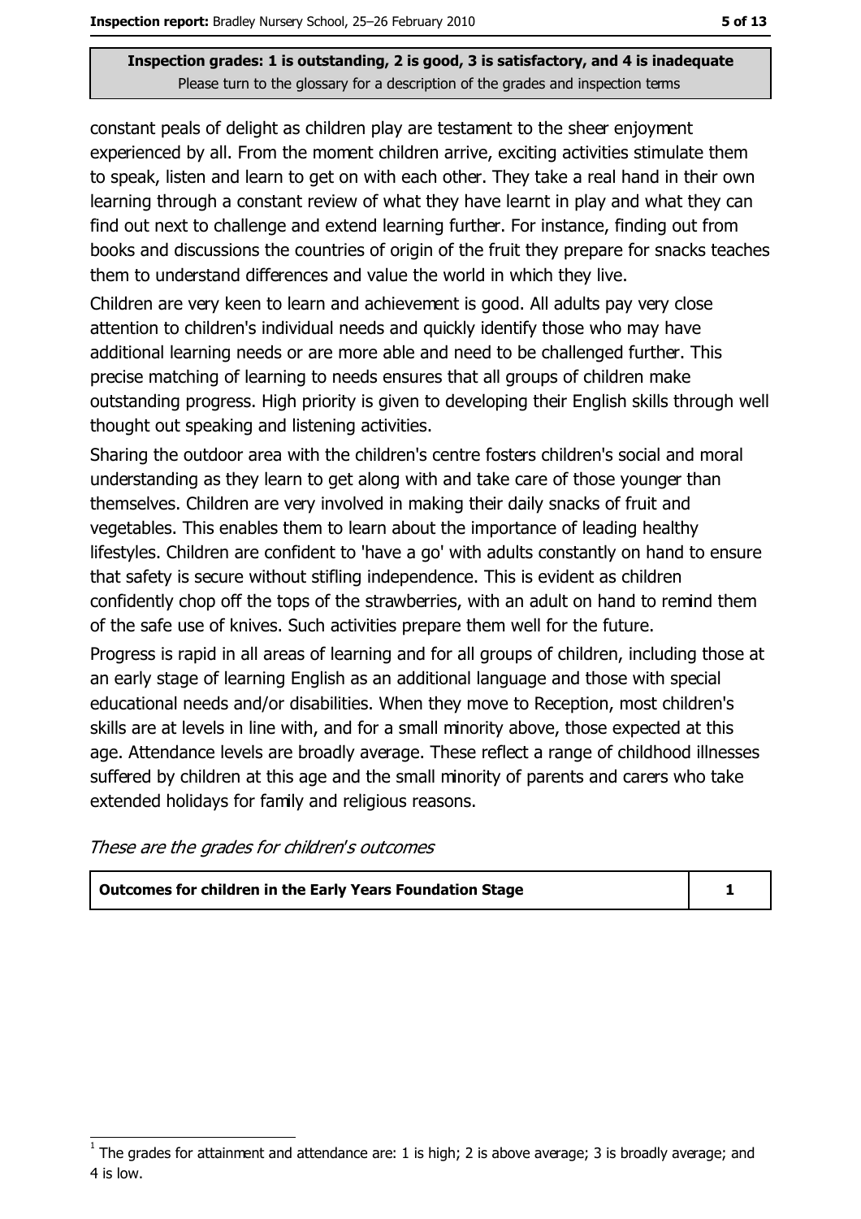constant peals of delight as children play are testament to the sheer enjoyment experienced by all. From the moment children arrive, exciting activities stimulate them to speak, listen and learn to get on with each other. They take a real hand in their own learning through a constant review of what they have learnt in play and what they can find out next to challenge and extend learning further. For instance, finding out from books and discussions the countries of origin of the fruit they prepare for snacks teaches them to understand differences and value the world in which they live.

Children are very keen to learn and achievement is good. All adults pay very close attention to children's individual needs and quickly identify those who may have additional learning needs or are more able and need to be challenged further. This precise matching of learning to needs ensures that all groups of children make outstanding progress. High priority is given to developing their English skills through well thought out speaking and listening activities.

Sharing the outdoor area with the children's centre fosters children's social and moral understanding as they learn to get along with and take care of those younger than themselves. Children are very involved in making their daily snacks of fruit and vegetables. This enables them to learn about the importance of leading healthy lifestyles. Children are confident to 'have a go' with adults constantly on hand to ensure that safety is secure without stifling independence. This is evident as children confidently chop off the tops of the strawberries, with an adult on hand to remind them of the safe use of knives. Such activities prepare them well for the future.

Progress is rapid in all areas of learning and for all groups of children, including those at an early stage of learning English as an additional language and those with special educational needs and/or disabilities. When they move to Reception, most children's skills are at levels in line with, and for a small minority above, those expected at this age. Attendance levels are broadly average. These reflect a range of childhood illnesses suffered by children at this age and the small minority of parents and carers who take extended holidays for family and religious reasons.

*These are the grades for children's outcomes*

| Outcomes for children in the Early Years Foundation Stage | 1 |
|---|---|

[1] The grades for attainment and attendance are: 1 is high; 2 is above average; 3 is broadly average; and 4 is low.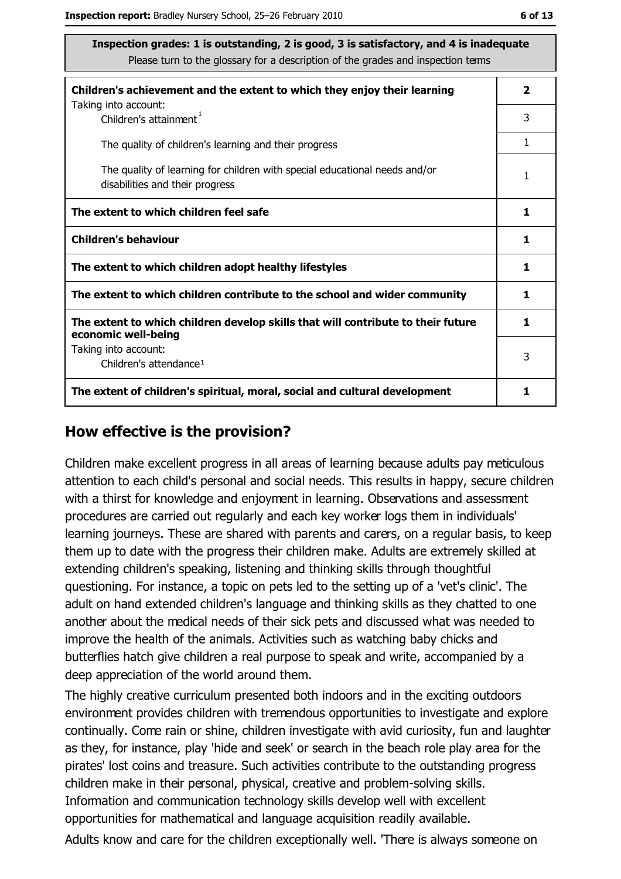| Inspection grades: 1 is outstanding, 2 is good, 3 is satisfactory, and 4 is inadequate<br>Please turn to the glossary for a description of the grades and inspection terms | |
|---|---|
| **Children's achievement and the extent to which they enjoy their learning** | **2** |
| Taking into account:<br>Children's attainment[1] | 3 |
| The quality of children's learning and their progress | 1 |
| The quality of learning for children with special educational needs and/or disabilities and their progress | 1 |
| **The extent to which children feel safe** | **1** |
| **Children's behaviour** | **1** |
| **The extent to which children adopt healthy lifestyles** | **1** |
| **The extent to which children contribute to the school and wider community** | **1** |
| **The extent to which children develop skills that will contribute to their future economic well-being** | **1** |
| Taking into account:<br>Children's attendance[1] | 3 |
| **The extent of children's spiritual, moral, social and cultural development** | **1** |

## How effective is the provision?

Children make excellent progress in all areas of learning because adults pay meticulous attention to each child's personal and social needs. This results in happy, secure children with a thirst for knowledge and enjoyment in learning. Observations and assessment procedures are carried out regularly and each key worker logs them in individuals' learning journeys. These are shared with parents and carers, on a regular basis, to keep them up to date with the progress their children make. Adults are extremely skilled at extending children's speaking, listening and thinking skills through thoughtful questioning. For instance, a topic on pets led to the setting up of a 'vet's clinic'. The adult on hand extended children's language and thinking skills as they chatted to one another about the medical needs of their sick pets and discussed what was needed to improve the health of the animals. Activities such as watching baby chicks and butterflies hatch give children a real purpose to speak and write, accompanied by a deep appreciation of the world around them.

The highly creative curriculum presented both indoors and in the exciting outdoors environment provides children with tremendous opportunities to investigate and explore continually. Come rain or shine, children investigate with avid curiosity, fun and laughter as they, for instance, play 'hide and seek' or search in the beach role play area for the pirates' lost coins and treasure. Such activities contribute to the outstanding progress children make in their personal, physical, creative and problem-solving skills. Information and communication technology skills develop well with excellent opportunities for mathematical and language acquisition readily available.

Adults know and care for the children exceptionally well. 'There is always someone on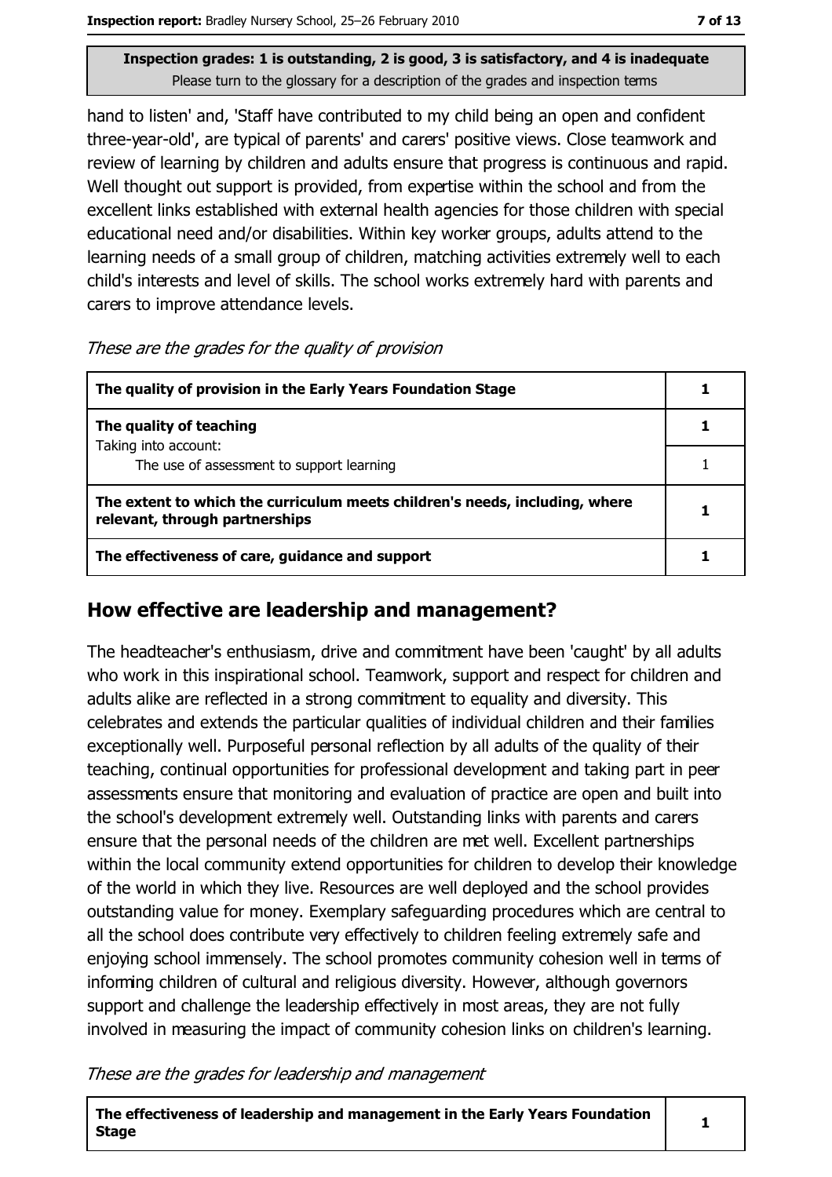**Inspection grades: 1 is outstanding, 2 is good, 3 is satisfactory, and 4 is inadequate**
Please turn to the glossary for a description of the grades and inspection terms

hand to listen' and, 'Staff have contributed to my child being an open and confident three-year-old', are typical of parents' and carers' positive views. Close teamwork and review of learning by children and adults ensure that progress is continuous and rapid. Well thought out support is provided, from expertise within the school and from the excellent links established with external health agencies for those children with special educational need and/or disabilities. Within key worker groups, adults attend to the learning needs of a small group of children, matching activities extremely well to each child's interests and level of skills. The school works extremely hard with parents and carers to improve attendance levels.

*These are the grades for the quality of provision*

| | |
|---|---|
| **The quality of provision in the Early Years Foundation Stage** | **1** |
| **The quality of teaching**<br>Taking into account: | **1** |
| The use of assessment to support learning | 1 |
| **The extent to which the curriculum meets children's needs, including, where relevant, through partnerships** | **1** |
| **The effectiveness of care, guidance and support** | **1** |

## How effective are leadership and management?

The headteacher's enthusiasm, drive and commitment have been 'caught' by all adults who work in this inspirational school. Teamwork, support and respect for children and adults alike are reflected in a strong commitment to equality and diversity. This celebrates and extends the particular qualities of individual children and their families exceptionally well. Purposeful personal reflection by all adults of the quality of their teaching, continual opportunities for professional development and taking part in peer assessments ensure that monitoring and evaluation of practice are open and built into the school's development extremely well. Outstanding links with parents and carers ensure that the personal needs of the children are met well. Excellent partnerships within the local community extend opportunities for children to develop their knowledge of the world in which they live. Resources are well deployed and the school provides outstanding value for money. Exemplary safeguarding procedures which are central to all the school does contribute very effectively to children feeling extremely safe and enjoying school immensely. The school promotes community cohesion well in terms of informing children of cultural and religious diversity. However, although governors support and challenge the leadership effectively in most areas, they are not fully involved in measuring the impact of community cohesion links on children's learning.

*These are the grades for leadership and management*

| | |
|---|---|
| **The effectiveness of leadership and management in the Early Years Foundation Stage** | **1** |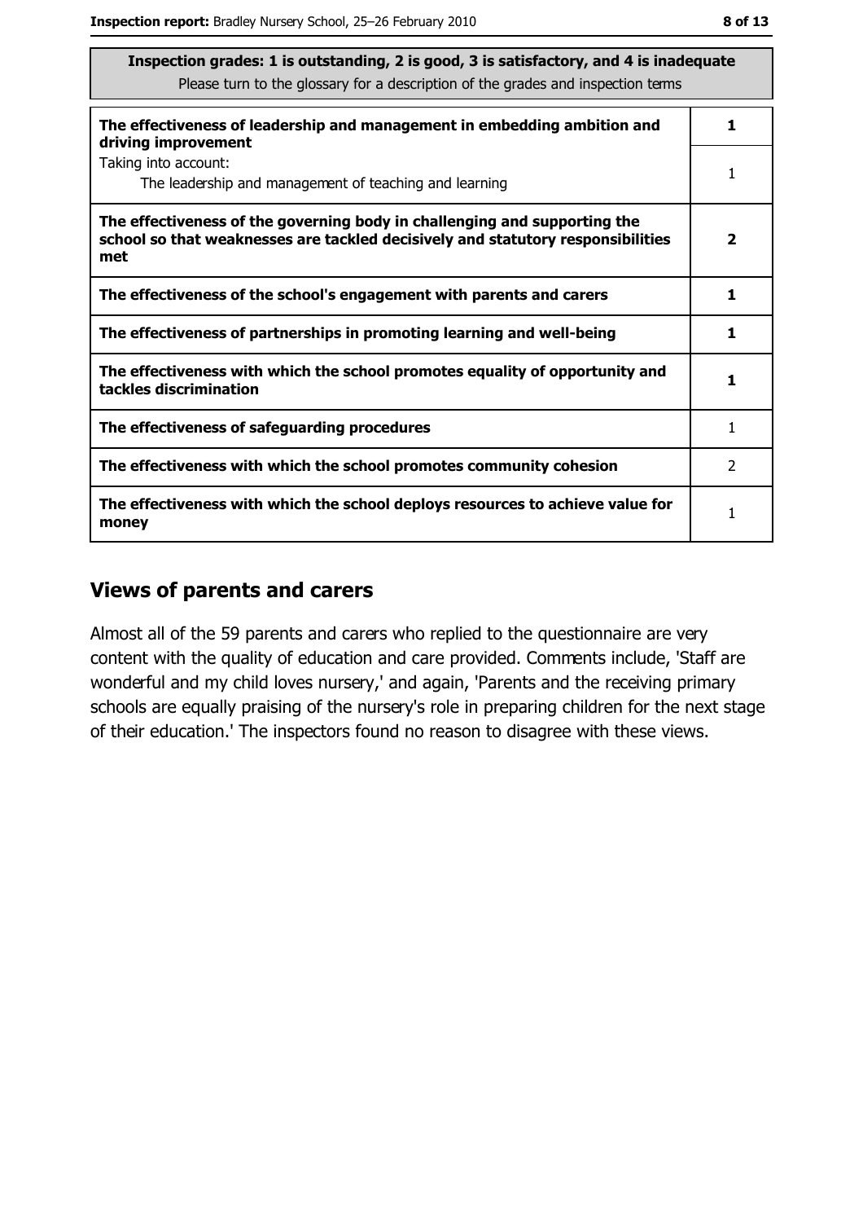| Inspection grades: 1 is outstanding, 2 is good, 3 is satisfactory, and 4 is inadequate<br>Please turn to the glossary for a description of the grades and inspection terms | |
|---|---|
| **The effectiveness of leadership and management in embedding ambition and driving improvement** | **1** |
| Taking into account:<br>The leadership and management of teaching and learning | 1 |
| **The effectiveness of the governing body in challenging and supporting the school so that weaknesses are tackled decisively and statutory responsibilities met** | **2** |
| **The effectiveness of the school's engagement with parents and carers** | **1** |
| **The effectiveness of partnerships in promoting learning and well-being** | **1** |
| **The effectiveness with which the school promotes equality of opportunity and tackles discrimination** | **1** |
| **The effectiveness of safeguarding procedures** | 1 |
| **The effectiveness with which the school promotes community cohesion** | 2 |
| **The effectiveness with which the school deploys resources to achieve value for money** | 1 |

## Views of parents and carers

Almost all of the 59 parents and carers who replied to the questionnaire are very content with the quality of education and care provided. Comments include, 'Staff are wonderful and my child loves nursery,' and again, 'Parents and the receiving primary schools are equally praising of the nursery's role in preparing children for the next stage of their education.' The inspectors found no reason to disagree with these views.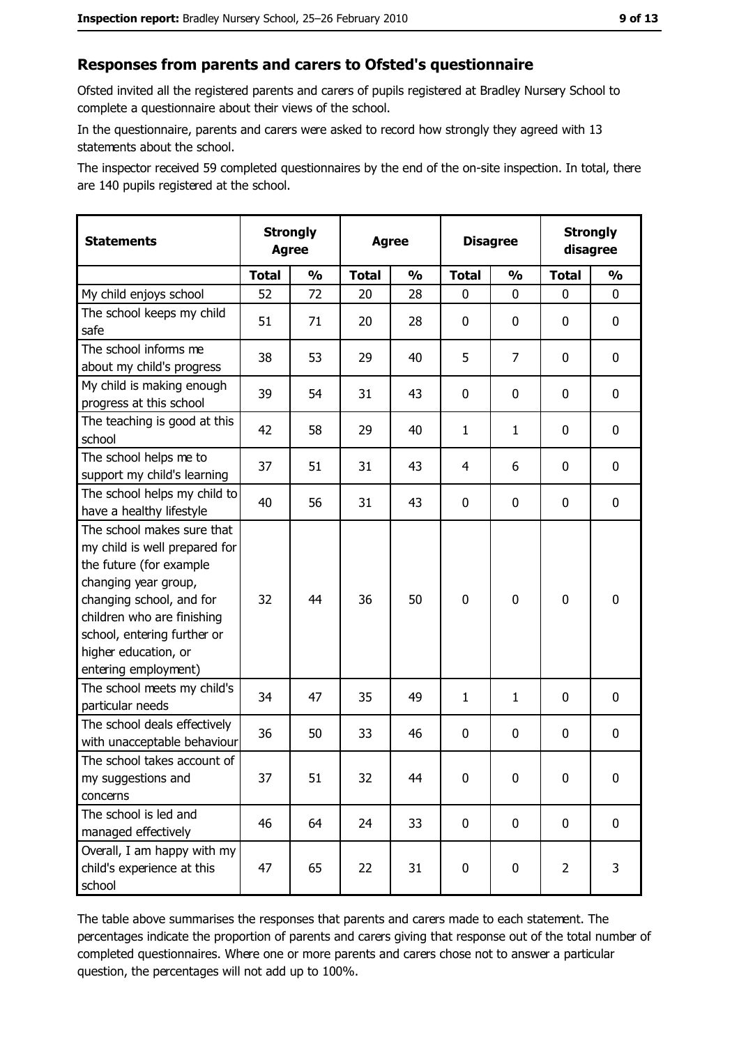## Responses from parents and carers to Ofsted's questionnaire

Ofsted invited all the registered parents and carers of pupils registered at Bradley Nursery School to complete a questionnaire about their views of the school.

In the questionnaire, parents and carers were asked to record how strongly they agreed with 13 statements about the school.

The inspector received 59 completed questionnaires by the end of the on-site inspection. In total, there are 140 pupils registered at the school.

| Statements | Strongly Agree | | Agree | | Disagree | | Strongly disagree | |
|---|---|---|---|---|---|---|---|---|
| | Total | % | Total | % | Total | % | Total | % |
| My child enjoys school | 52 | 72 | 20 | 28 | 0 | 0 | 0 | 0 |
| The school keeps my child safe | 51 | 71 | 20 | 28 | 0 | 0 | 0 | 0 |
| The school informs me about my child's progress | 38 | 53 | 29 | 40 | 5 | 7 | 0 | 0 |
| My child is making enough progress at this school | 39 | 54 | 31 | 43 | 0 | 0 | 0 | 0 |
| The teaching is good at this school | 42 | 58 | 29 | 40 | 1 | 1 | 0 | 0 |
| The school helps me to support my child's learning | 37 | 51 | 31 | 43 | 4 | 6 | 0 | 0 |
| The school helps my child to have a healthy lifestyle | 40 | 56 | 31 | 43 | 0 | 0 | 0 | 0 |
| The school makes sure that my child is well prepared for the future (for example changing year group, changing school, and for children who are finishing school, entering further or higher education, or entering employment) | 32 | 44 | 36 | 50 | 0 | 0 | 0 | 0 |
| The school meets my child's particular needs | 34 | 47 | 35 | 49 | 1 | 1 | 0 | 0 |
| The school deals effectively with unacceptable behaviour | 36 | 50 | 33 | 46 | 0 | 0 | 0 | 0 |
| The school takes account of my suggestions and concerns | 37 | 51 | 32 | 44 | 0 | 0 | 0 | 0 |
| The school is led and managed effectively | 46 | 64 | 24 | 33 | 0 | 0 | 0 | 0 |
| Overall, I am happy with my child's experience at this school | 47 | 65 | 22 | 31 | 0 | 0 | 2 | 3 |

The table above summarises the responses that parents and carers made to each statement. The percentages indicate the proportion of parents and carers giving that response out of the total number of completed questionnaires. Where one or more parents and carers chose not to answer a particular question, the percentages will not add up to 100%.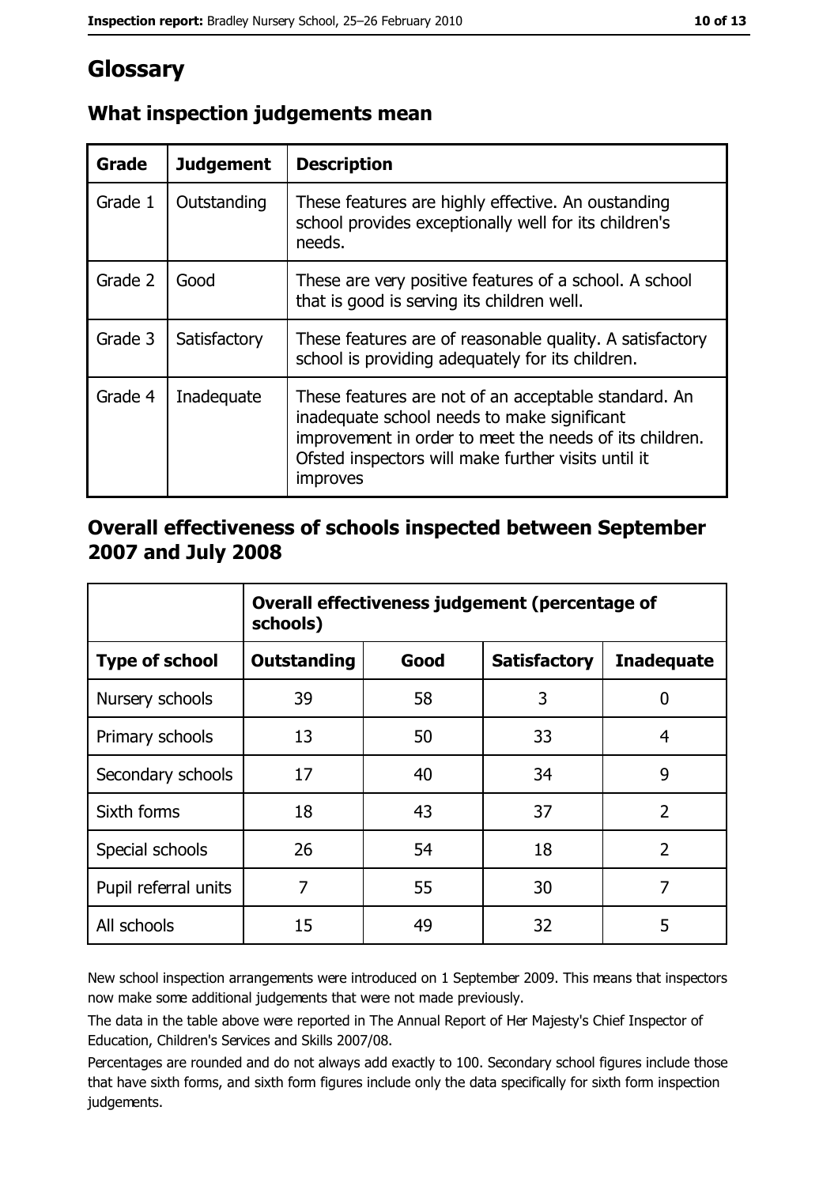# Glossary

## What inspection judgements mean

| Grade | Judgement | Description |
|---|---|---|
| Grade 1 | Outstanding | These features are highly effective. An oustanding school provides exceptionally well for its children's needs. |
| Grade 2 | Good | These are very positive features of a school. A school that is good is serving its children well. |
| Grade 3 | Satisfactory | These features are of reasonable quality. A satisfactory school is providing adequately for its children. |
| Grade 4 | Inadequate | These features are not of an acceptable standard. An inadequate school needs to make significant improvement in order to meet the needs of its children. Ofsted inspectors will make further visits until it improves |

## Overall effectiveness of schools inspected between September 2007 and July 2008

| | Overall effectiveness judgement (percentage of schools) | | | |
|---|---|---|---|---|
| **Type of school** | **Outstanding** | **Good** | **Satisfactory** | **Inadequate** |
| Nursery schools | 39 | 58 | 3 | 0 |
| Primary schools | 13 | 50 | 33 | 4 |
| Secondary schools | 17 | 40 | 34 | 9 |
| Sixth forms | 18 | 43 | 37 | 2 |
| Special schools | 26 | 54 | 18 | 2 |
| Pupil referral units | 7 | 55 | 30 | 7 |
| All schools | 15 | 49 | 32 | 5 |

New school inspection arrangements were introduced on 1 September 2009. This means that inspectors now make some additional judgements that were not made previously.

The data in the table above were reported in The Annual Report of Her Majesty's Chief Inspector of Education, Children's Services and Skills 2007/08.

Percentages are rounded and do not always add exactly to 100. Secondary school figures include those that have sixth forms, and sixth form figures include only the data specifically for sixth form inspection judgements.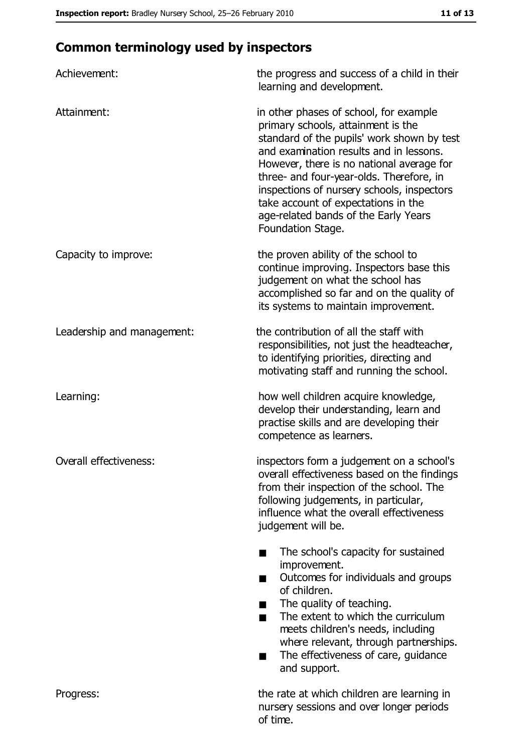## Common terminology used by inspectors

| | |
|---|---|
| Achievement: | the progress and success of a child in their learning and development. |
| Attainment: | in other phases of school, for example primary schools, attainment is the standard of the pupils' work shown by test and examination results and in lessons. However, there is no national average for three- and four-year-olds. Therefore, in inspections of nursery schools, inspectors take account of expectations in the age-related bands of the Early Years Foundation Stage. |
| Capacity to improve: | the proven ability of the school to continue improving. Inspectors base this judgement on what the school has accomplished so far and on the quality of its systems to maintain improvement. |
| Leadership and management: | the contribution of all the staff with responsibilities, not just the headteacher, to identifying priorities, directing and motivating staff and running the school. |
| Learning: | how well children acquire knowledge, develop their understanding, learn and practise skills and are developing their competence as learners. |
| Overall effectiveness: | inspectors form a judgement on a school's overall effectiveness based on the findings from their inspection of the school. The following judgements, in particular, influence what the overall effectiveness judgement will be.<br>■ The school's capacity for sustained improvement.<br>■ Outcomes for individuals and groups of children.<br>■ The quality of teaching.<br>■ The extent to which the curriculum meets children's needs, including where relevant, through partnerships.<br>■ The effectiveness of care, guidance and support. |
| Progress: | the rate at which children are learning in nursery sessions and over longer periods of time. |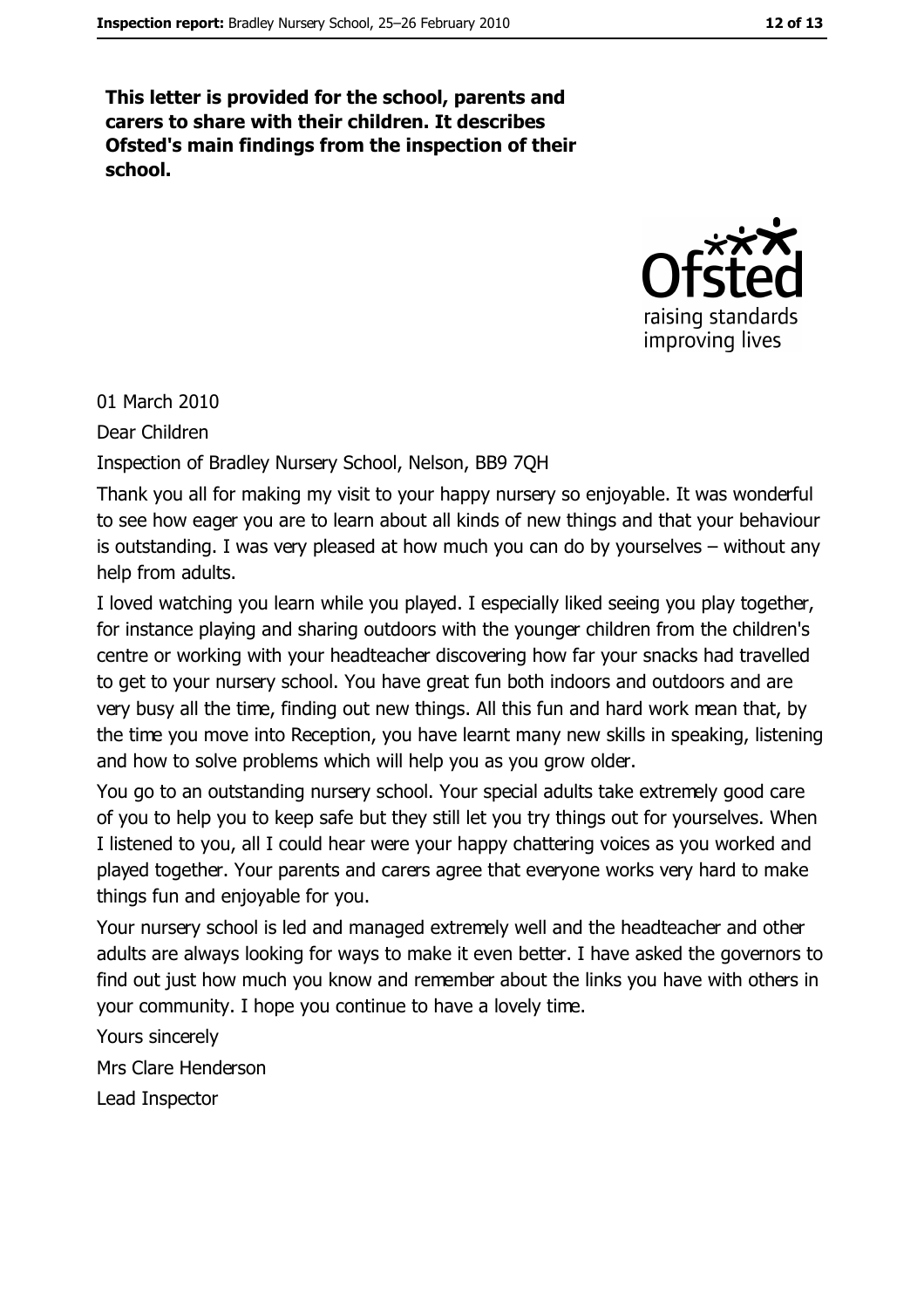**This letter is provided for the school, parents and carers to share with their children. It describes Ofsted's main findings from the inspection of their school.**

01 March 2010

Dear Children

Inspection of Bradley Nursery School, Nelson, BB9 7QH

Thank you all for making my visit to your happy nursery so enjoyable. It was wonderful to see how eager you are to learn about all kinds of new things and that your behaviour is outstanding. I was very pleased at how much you can do by yourselves – without any help from adults.

I loved watching you learn while you played. I especially liked seeing you play together, for instance playing and sharing outdoors with the younger children from the children's centre or working with your headteacher discovering how far your snacks had travelled to get to your nursery school. You have great fun both indoors and outdoors and are very busy all the time, finding out new things. All this fun and hard work mean that, by the time you move into Reception, you have learnt many new skills in speaking, listening and how to solve problems which will help you as you grow older.

You go to an outstanding nursery school. Your special adults take extremely good care of you to help you to keep safe but they still let you try things out for yourselves. When I listened to you, all I could hear were your happy chattering voices as you worked and played together. Your parents and carers agree that everyone works very hard to make things fun and enjoyable for you.

Your nursery school is led and managed extremely well and the headteacher and other adults are always looking for ways to make it even better. I have asked the governors to find out just how much you know and remember about the links you have with others in your community. I hope you continue to have a lovely time.

Yours sincerely

Mrs Clare Henderson

Lead Inspector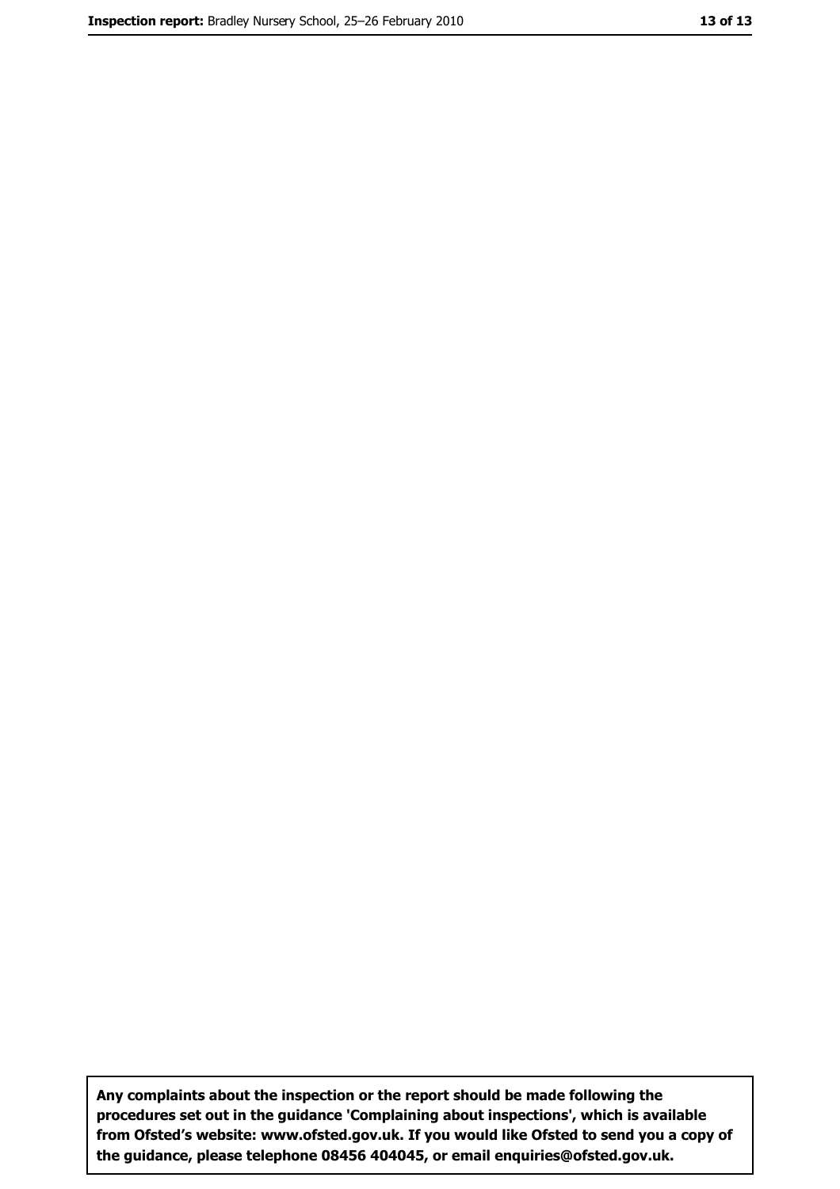**Any complaints about the inspection or the report should be made following the procedures set out in the guidance 'Complaining about inspections', which is available from Ofsted's website: www.ofsted.gov.uk. If you would like Ofsted to send you a copy of the guidance, please telephone 08456 404045, or email enquiries@ofsted.gov.uk.**